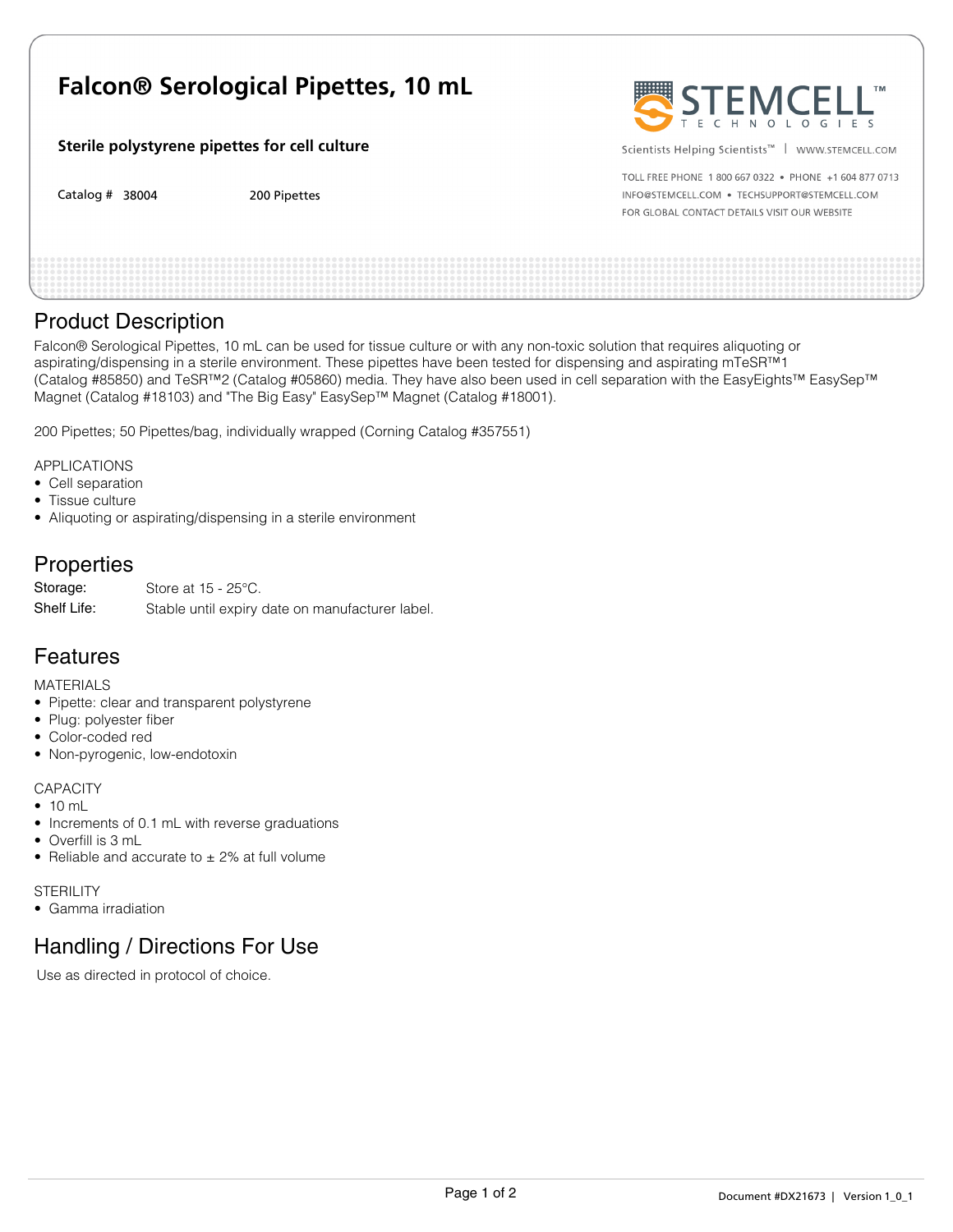# Falcon® Serological Pipettes, 10 mL

**Sterile polystyrene pipettes for cell culture**

Catalog # 38004 200 Pipettes

STEMCELL™ TECHNOLOGIES

Scientists Helping Scientists™ | WWW.STEMCELL.COM

TOLL FREE PHONE 1 800 667 0322 • PHONE +1 604 877 0713
INFO@STEMCELL.COM • TECHSUPPORT@STEMCELL.COM
FOR GLOBAL CONTACT DETAILS VISIT OUR WEBSITE

## Product Description

Falcon® Serological Pipettes, 10 mL can be used for tissue culture or with any non-toxic solution that requires aliquoting or aspirating/dispensing in a sterile environment. These pipettes have been tested for dispensing and aspirating mTeSR™1 (Catalog #85850) and TeSR™2 (Catalog #05860) media. They have also been used in cell separation with the EasyEights™ EasySep™ Magnet (Catalog #18103) and "The Big Easy" EasySep™ Magnet (Catalog #18001).

200 Pipettes; 50 Pipettes/bag, individually wrapped (Corning Catalog #357551)

APPLICATIONS

- Cell separation
- Tissue culture
- Aliquoting or aspirating/dispensing in a sterile environment

## Properties

| | |
|---|---|
| Storage: | Store at 15 - 25°C. |
| Shelf Life: | Stable until expiry date on manufacturer label. |

## Features

MATERIALS

- Pipette: clear and transparent polystyrene
- Plug: polyester fiber
- Color-coded red
- Non-pyrogenic, low-endotoxin

CAPACITY

- 10 mL
- Increments of 0.1 mL with reverse graduations
- Overfill is 3 mL
- Reliable and accurate to ± 2% at full volume

STERILITY

- Gamma irradiation

## Handling / Directions For Use

Use as directed in protocol of choice.

Document #DX21673 | Version 1_0_1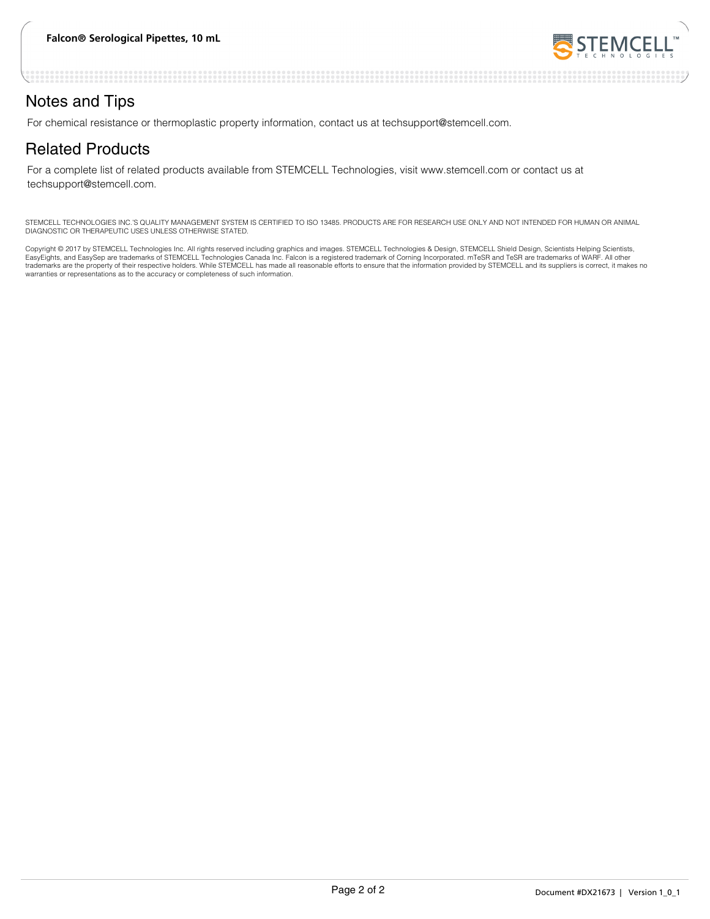## Notes and Tips

For chemical resistance or thermoplastic property information, contact us at techsupport@stemcell.com.

## Related Products

For a complete list of related products available from STEMCELL Technologies, visit www.stemcell.com or contact us at techsupport@stemcell.com.

STEMCELL TECHNOLOGIES INC.'S QUALITY MANAGEMENT SYSTEM IS CERTIFIED TO ISO 13485. PRODUCTS ARE FOR RESEARCH USE ONLY AND NOT INTENDED FOR HUMAN OR ANIMAL DIAGNOSTIC OR THERAPEUTIC USES UNLESS OTHERWISE STATED.

Copyright © 2017 by STEMCELL Technologies Inc. All rights reserved including graphics and images. STEMCELL Technologies & Design, STEMCELL Shield Design, Scientists Helping Scientists, EasyEights, and EasySep are trademarks of STEMCELL Technologies Canada Inc. Falcon is a registered trademark of Corning Incorporated. mTeSR and TeSR are trademarks of WARF. All other trademarks are the property of their respective holders. While STEMCELL has made all reasonable efforts to ensure that the information provided by STEMCELL and its suppliers is correct, it makes no warranties or representations as to the accuracy or completeness of such information.